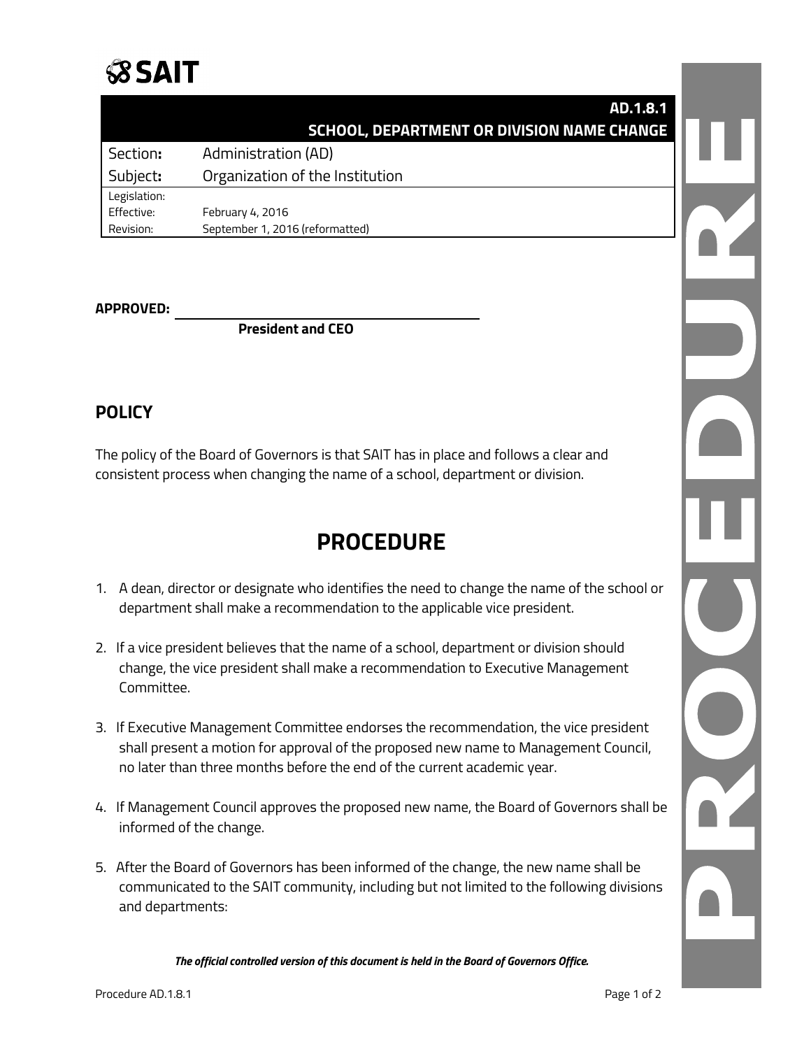# SAIT

## AD.1.8.1
## SCHOOL, DEPARTMENT OR DIVISION NAME CHANGE

| | |
|---|---|
| Section: | Administration (AD) |
| Subject: | Organization of the Institution |
| Legislation: | |
| Effective: | February 4, 2016 |
| Revision: | September 1, 2016 (reformatted) |

**APPROVED:** ______________________________

**President and CEO**

## POLICY

The policy of the Board of Governors is that SAIT has in place and follows a clear and consistent process when changing the name of a school, department or division.

# PROCEDURE

1. A dean, director or designate who identifies the need to change the name of the school or department shall make a recommendation to the applicable vice president.

2. If a vice president believes that the name of a school, department or division should change, the vice president shall make a recommendation to Executive Management Committee.

3. If Executive Management Committee endorses the recommendation, the vice president shall present a motion for approval of the proposed new name to Management Council, no later than three months before the end of the current academic year.

4. If Management Council approves the proposed new name, the Board of Governors shall be informed of the change.

5. After the Board of Governors has been informed of the change, the new name shall be communicated to the SAIT community, including but not limited to the following divisions and departments:

***The official controlled version of this document is held in the Board of Governors Office.***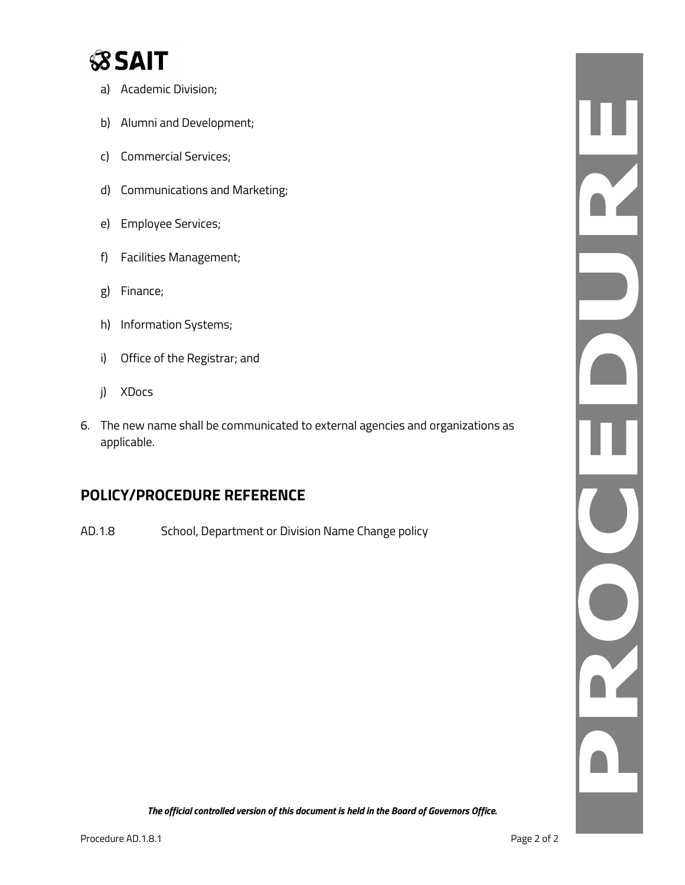a) Academic Division;

b) Alumni and Development;

c) Commercial Services;

d) Communications and Marketing;

e) Employee Services;

f) Facilities Management;

g) Finance;

h) Information Systems;

i) Office of the Registrar; and

j) XDocs

6. The new name shall be communicated to external agencies and organizations as applicable.

## POLICY/PROCEDURE REFERENCE

AD.1.8 School, Department or Division Name Change policy

***The official controlled version of this document is held in the Board of Governors Office.***